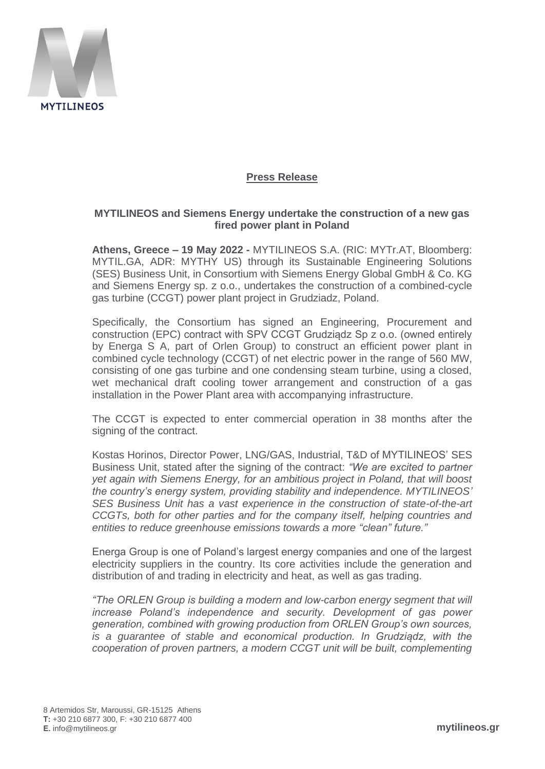**Press Release**

**MYTILINEOS and Siemens Energy undertake the construction of a new gas fired power plant in Poland**

**Athens, Greece – 19 May 2022 -** MYTILINEOS S.A. (RIC: MYTr.AT, Bloomberg: MYTIL.GA, ADR: MYTHY US) through its Sustainable Engineering Solutions (SES) Business Unit, in Consortium with Siemens Energy Global GmbH & Co. KG and Siemens Energy sp. z o.o., undertakes the construction of a combined-cycle gas turbine (CCGT) power plant project in Grudziadz, Poland.

Specifically, the Consortium has signed an Engineering, Procurement and construction (EPC) contract with SPV CCGT Grudziądz Sp z o.o. (owned entirely by Energa S A, part of Orlen Group) to construct an efficient power plant in combined cycle technology (CCGT) of net electric power in the range of 560 MW, consisting of one gas turbine and one condensing steam turbine, using a closed, wet mechanical draft cooling tower arrangement and construction of a gas installation in the Power Plant area with accompanying infrastructure.

The CCGT is expected to enter commercial operation in 38 months after the signing of the contract.

Kostas Horinos, Director Power, LNG/GAS, Industrial, T&D of MYTILINEOS' SES Business Unit, stated after the signing of the contract: *"We are excited to partner yet again with Siemens Energy, for an ambitious project in Poland, that will boost the country's energy system, providing stability and independence. MYTILINEOS' SES Business Unit has a vast experience in the construction of state-of-the-art CCGTs, both for other parties and for the company itself, helping countries and entities to reduce greenhouse emissions towards a more "clean" future."*

Energa Group is one of Poland's largest energy companies and one of the largest electricity suppliers in the country. Its core activities include the generation and distribution of and trading in electricity and heat, as well as gas trading.

*"The ORLEN Group is building a modern and low-carbon energy segment that will increase Poland's independence and security. Development of gas power generation, combined with growing production from ORLEN Group's own sources, is a guarantee of stable and economical production. In Grudziądz, with the cooperation of proven partners, a modern CCGT unit will be built, complementing*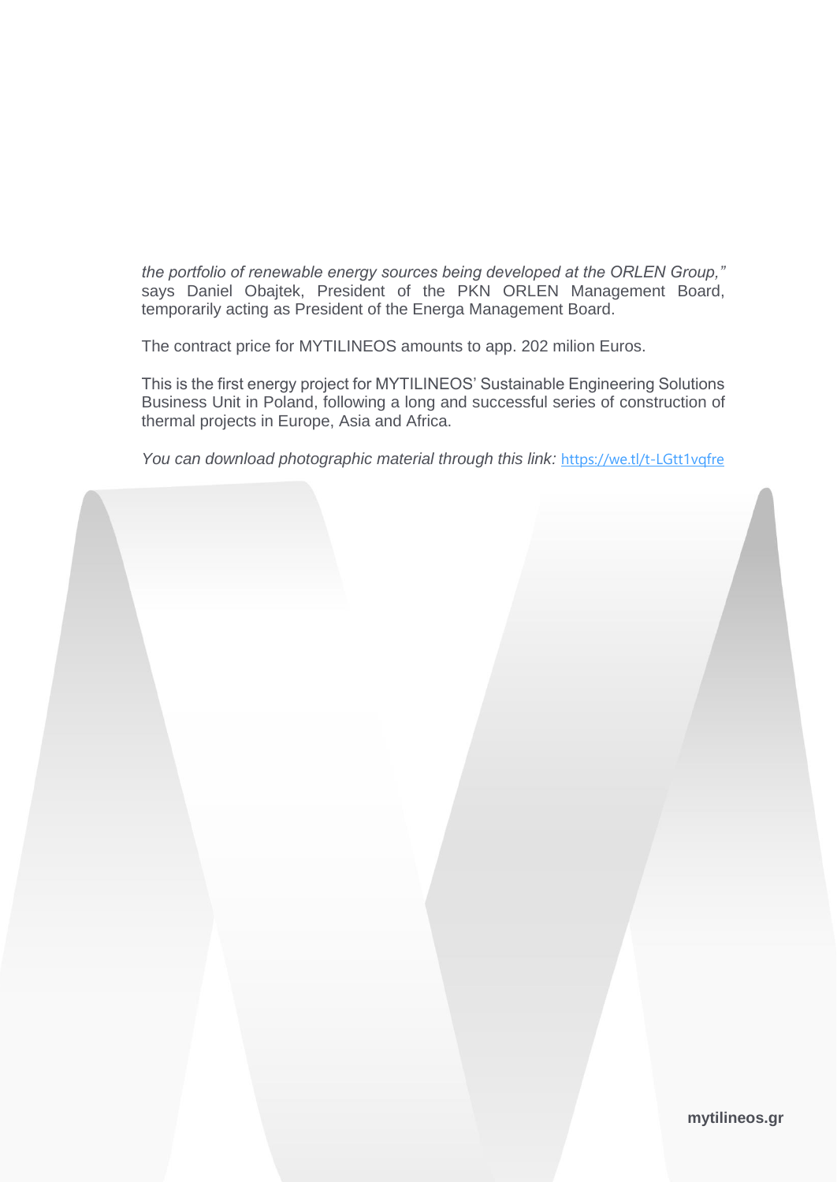*the portfolio of renewable energy sources being developed at the ORLEN Group,"* says Daniel Obajtek, President of the PKN ORLEN Management Board, temporarily acting as President of the Energa Management Board.

The contract price for MYTILINEOS amounts to app. 202 milion Euros.

This is the first energy project for MYTILINEOS' Sustainable Engineering Solutions Business Unit in Poland, following a long and successful series of construction of thermal projects in Europe, Asia and Africa.

*You can download photographic material through this link:* https://we.tl/t-LGtt1vqfre

mytilineos.gr